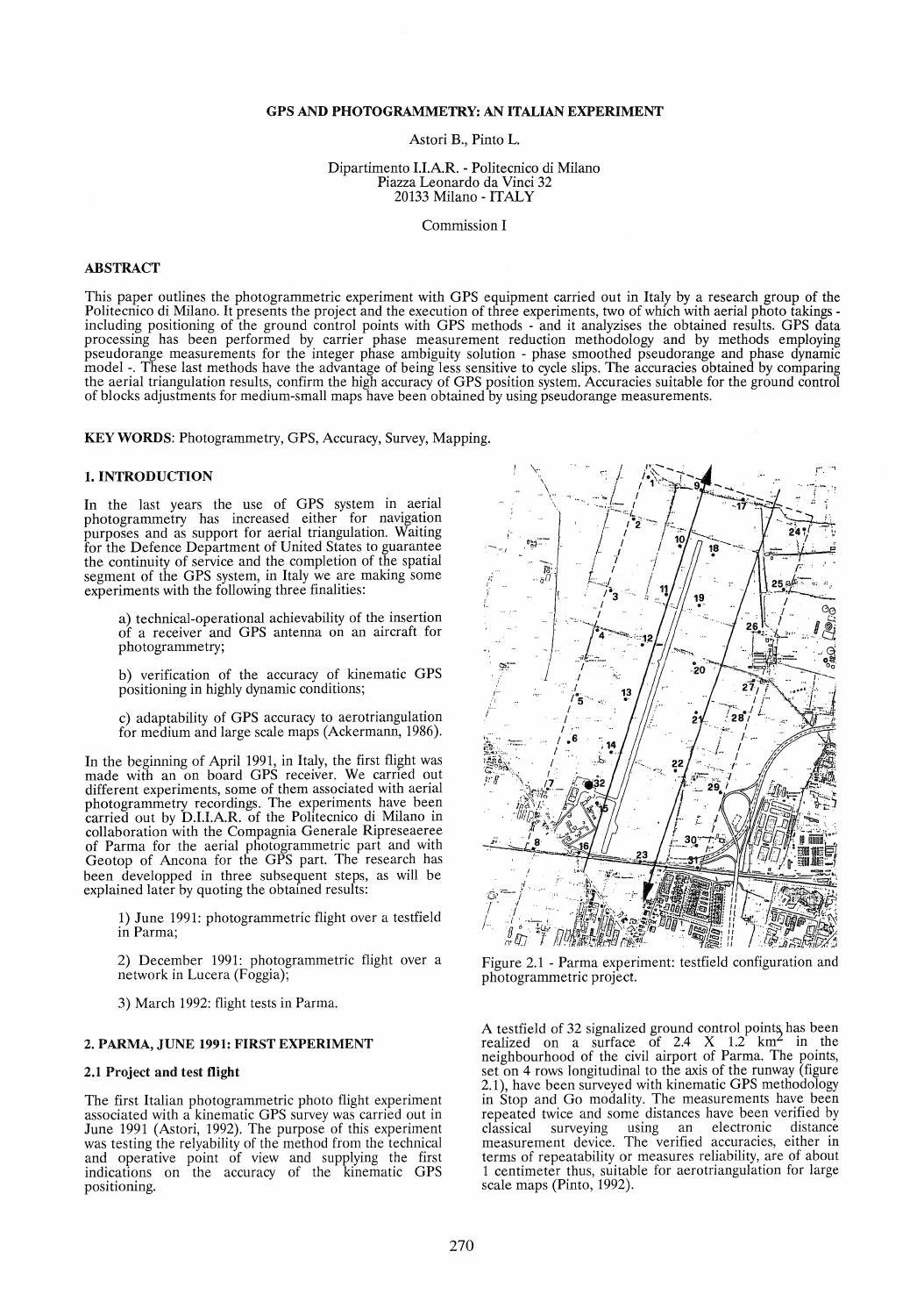# GPS AND PHOTOGRAMMETRY: AN ITALIAN EXPERIMENT

Astori B., Pinto L.

Dipartimento I.I.A.R. - Politecnico di Milano
Piazza Leonardo da Vinci 32
20133 Milano - ITALY

Commission I

## ABSTRACT

This paper outlines the photogrammetric experiment with GPS equipment carried out in Italy by a research group of the Politecnico di Milano. It presents the project and the execution of three experiments, two of which with aerial photo takings - including positioning of the ground control points with GPS methods - and it analyzises the obtained results. GPS data processing has been performed by carrier phase measurement reduction methodology and by methods employing pseudorange measurements for the integer phase ambiguity solution - phase smoothed pseudorange and phase dynamic model -. These last methods have the advantage of being less sensitive to cycle slips. The accuracies obtained by comparing the aerial triangulation results, confirm the high accuracy of GPS position system. Accuracies suitable for the ground control of blocks adjustments for medium-small maps have been obtained by using pseudorange measurements.

**KEY WORDS**: Photogrammetry, GPS, Accuracy, Survey, Mapping.

## 1. INTRODUCTION

In the last years the use of GPS system in aerial photogrammetry has increased either for navigation purposes and as support for aerial triangulation. Waiting for the Defence Department of United States to guarantee the continuity of service and the completion of the spatial segment of the GPS system, in Italy we are making some experiments with the following three finalities:

a) technical-operational achievability of the insertion of a receiver and GPS antenna on an aircraft for photogrammetry;

b) verification of the accuracy of kinematic GPS positioning in highly dynamic conditions;

c) adaptability of GPS accuracy to aerotriangulation for medium and large scale maps (Ackermann, 1986).

In the beginning of April 1991, in Italy, the first flight was made with an on board GPS receiver. We carried out different experiments, some of them associated with aerial photogrammetry recordings. The experiments have been carried out by D.I.I.A.R. of the Politecnico di Milano in collaboration with the Compagnia Generale Ripreseaeree of Parma for the aerial photogrammetric part and with Geotop of Ancona for the GPS part. The research has been developped in three subsequent steps, as will be explained later by quoting the obtained results:

1) June 1991: photogrammetric flight over a testfield in Parma;

2) December 1991: photogrammetric flight over a network in Lucera (Foggia);

3) March 1992: flight tests in Parma.

## 2. PARMA, JUNE 1991: FIRST EXPERIMENT

### 2.1 Project and test flight

The first Italian photogrammetric photo flight experiment associated with a kinematic GPS survey was carried out in June 1991 (Astori, 1992). The purpose of this experiment was testing the relyability of the method from the technical and operative point of view and supplying the first indications on the accuracy of the kinematic GPS positioning.

Figure 2.1 - Parma experiment: testfield configuration and photogrammetric project.

A testfield of 32 signalized ground control points has been realized on a surface of 2.4 X 1.2 $km^2$ in the neighbourhood of the civil airport of Parma. The points, set on 4 rows longitudinal to the axis of the runway (figure 2.1), have been surveyed with kinematic GPS methodology in Stop and Go modality. The measurements have been repeated twice and some distances have been verified by classical surveying using an electronic distance measurement device. The verified accuracies, either in terms of repeatability or measures reliability, are of about 1 centimeter thus, suitable for aerotriangulation for large scale maps (Pinto, 1992).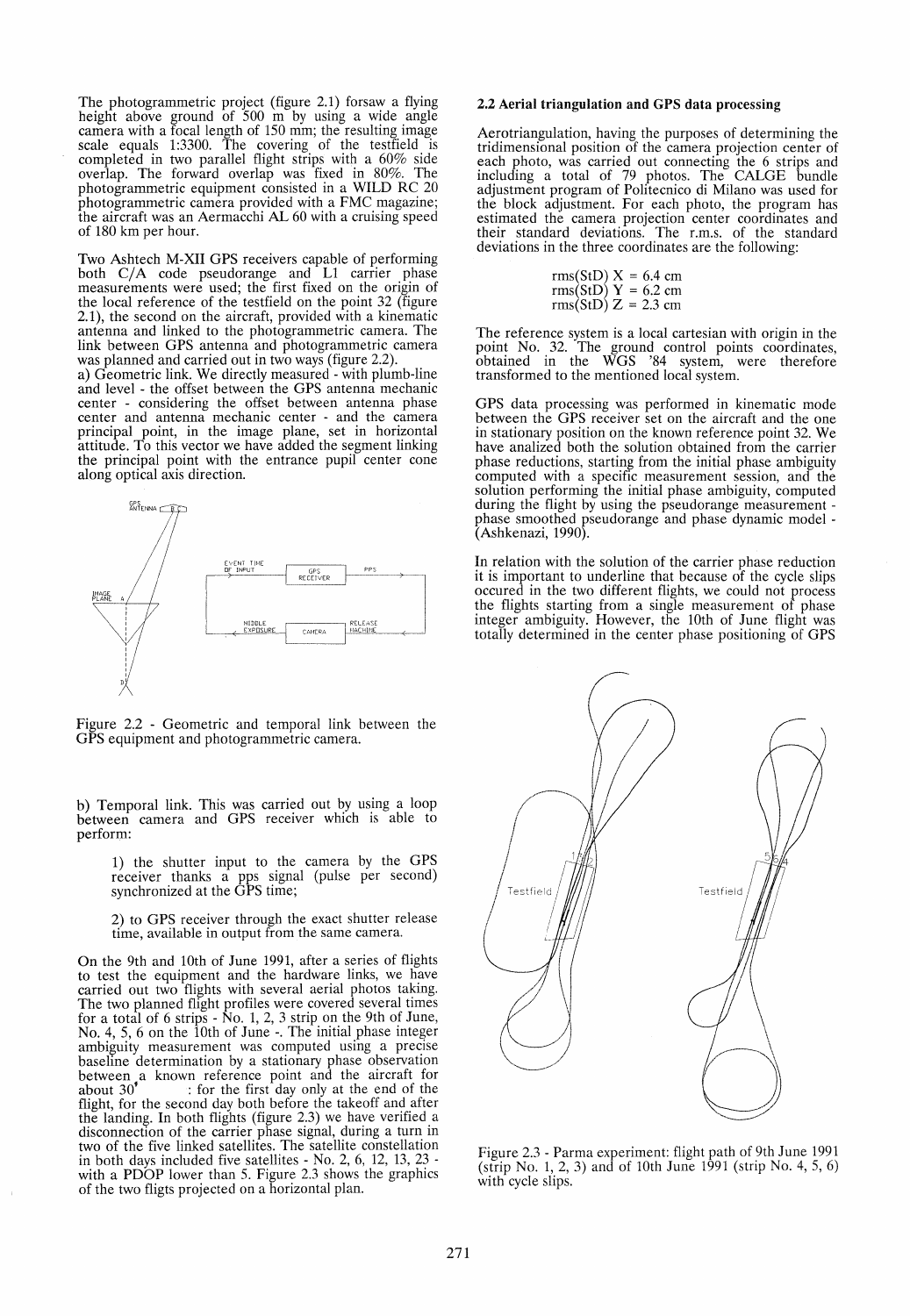The photogrammetric project (figure 2.1) forsaw a flying height above ground of 500 m by using a wide angle camera with a focal length of 150 mm; the resulting image scale equals 1:3300. The covering of the testfield is completed in two parallel flight strips with a 60% side overlap. The forward overlap was fixed in 80%. The photogrammetric equipment consisted in a WILD RC 20 photogrammetric camera provided with a FMC magazine; the aircraft was an Aermacchi AL 60 with a cruising speed of 180 km per hour.

Two Ashtech M-XII GPS receivers capable of performing both C/A code pseudorange and L1 carrier phase measurements were used; the first fixed on the origin of the local reference of the testfield on the point 32 (figure 2.1), the second on the aircraft, provided with a kinematic antenna and linked to the photogrammetric camera. The link between GPS antenna and photogrammetric camera was planned and carried out in two ways (figure 2.2).

a) Geometric link. We directly measured - with plumb-line and level - the offset between the GPS antenna mechanic center - considering the offset between antenna phase center and antenna mechanic center - and the camera principal point, in the image plane, set in horizontal attitude. To this vector we have added the segment linking the principal point with the entrance pupil center cone along optical axis direction.

Figure 2.2 - Geometric and temporal link between the GPS equipment and photogrammetric camera.

b) Temporal link. This was carried out by using a loop between camera and GPS receiver which is able to perform:

> 1) the shutter input to the camera by the GPS receiver thanks a pps signal (pulse per second) synchronized at the GPS time;
>
> 2) to GPS receiver through the exact shutter release time, available in output from the same camera.

On the 9th and 10th of June 1991, after a series of flights to test the equipment and the hardware links, we have carried out two flights with several aerial photos taking. The two planned flight profiles were covered several times for a total of 6 strips - No. 1, 2, 3 strip on the 9th of June, No. 4, 5, 6 on the 10th of June -. The initial phase integer ambiguity measurement was computed using a precise baseline determination by a stationary phase observation between a known reference point and the aircraft for about 30' : for the first day only at the end of the flight, for the second day both before the takeoff and after the landing. In both flights (figure 2.3) we have verified a disconnection of the carrier phase signal, during a turn in two of the five linked satellites. The satellite constellation in both days included five satellites - No. 2, 6, 12, 13, 23 - with a PDOP lower than 5. Figure 2.3 shows the graphics of the two fligts projected on a horizontal plan.

## 2.2 Aerial triangulation and GPS data processing

Aerotriangulation, having the purposes of determining the tridimensional position of the camera projection center of each photo, was carried out connecting the 6 strips and including a total of 79 photos. The CALGE bundle adjustment program of Politecnico di Milano was used for the block adjustment. For each photo, the program has estimated the camera projection center coordinates and their standard deviations. The r.m.s. of the standard deviations in the three coordinates are the following:

$$\text{rms(StD) } X = 6.4 \text{ cm}$$
$$\text{rms(StD) } Y = 6.2 \text{ cm}$$
$$\text{rms(StD) } Z = 2.3 \text{ cm}$$

The reference system is a local cartesian with origin in the point No. 32. The ground control points coordinates, obtained in the WGS '84 system, were therefore transformed to the mentioned local system.

GPS data processing was performed in kinematic mode between the GPS receiver set on the aircraft and the one in stationary position on the known reference point 32. We have analized both the solution obtained from the carrier phase reductions, starting from the initial phase ambiguity computed with a specific measurement session, and the solution performing the initial phase ambiguity, computed during the flight by using the pseudorange measurement - phase smoothed pseudorange and phase dynamic model - (Ashkenazi, 1990).

In relation with the solution of the carrier phase reduction it is important to underline that because of the cycle slips occured in the two different flights, we could not process the flights starting from a single measurement of phase integer ambiguity. However, the 10th of June flight was totally determined in the center phase positioning of GPS

Figure 2.3 - Parma experiment: flight path of 9th June 1991 (strip No. 1, 2, 3) and of 10th June 1991 (strip No. 4, 5, 6) with cycle slips.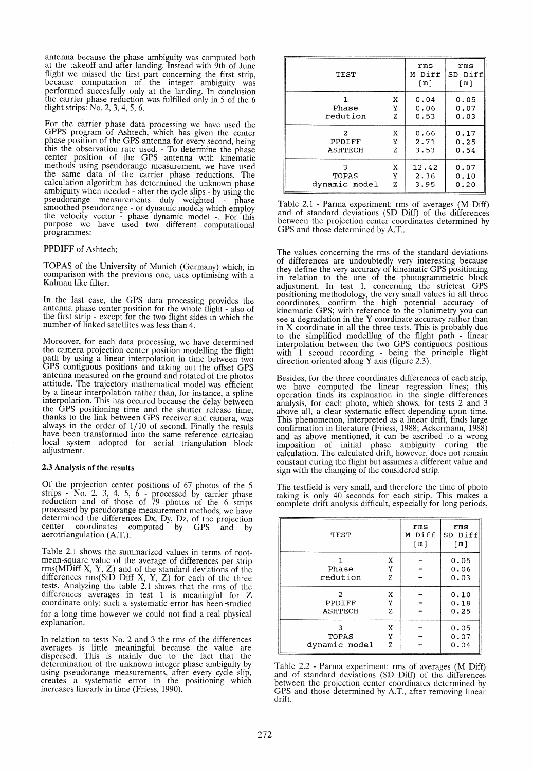antenna because the phase ambiguity was computed both at the takeoff and after landing. Instead with 9th of June flight we missed the first part concerning the first strip, because computation of the integer ambiguity was performed succesfully only at the landing. In conclusion the carrier phase reduction was fulfilled only in 5 of the 6 flight strips: No. 2, 3, 4, 5, 6.

For the carrier phase data processing we have used the GPPS program of Ashtech, which has given the center phase position of the GPS antenna for every second, being this the observation rate used. - To determine the phase center position of the GPS antenna with kinematic methods using pseudorange measurement, we have used the same data of the carrier phase reductions. The calculation algorithm has determined the unknown phase ambiguity when needed - after the cycle slips - by using the pseudorange measurements duly weighted - phase smoothed pseudorange - or dynamic models which employ the velocity vector - phase dynamic model -. For this purpose we have used two different computational programmes:

PPDIFF of Ashtech;

TOPAS of the University of Munich (Germany) which, in comparison with the previous one, uses optimising with a Kalman like filter.

In the last case, the GPS data processing provides the antenna phase center position for the whole flight - also of the first strip - except for the two flight sides in which the number of linked satellites was less than 4.

Moreover, for each data processing, we have determined the camera projection center position modelling the flight path by using a linear interpolation in time between two GPS contiguous positions and taking out the offset GPS antenna measured on the ground and rotated of the photos attitude. The trajectory mathematical model was efficient by a linear interpolation rather than, for instance, a spline interpolation. This has occured because the delay between the GPS positioning time and the shutter release time, thanks to the link between GPS receiver and camera, was always in the order of 1/10 of second. Finally the resuls have been transformed into the same reference cartesian local system adopted for aerial triangulation block adjustment.

### 2.3 Analysis of the results

Of the projection center positions of 67 photos of the 5 strips - No. 2, 3, 4, 5, 6 - processed by carrier phase reduction and of those of 79 photos of the 6 strips processed by pseudorange measurement methods, we have determined the differences Dx, Dy, Dz, of the projection center coordinates computed by GPS and by aerotriangulation (A.T.).

Table 2.1 shows the summarized values in terms of root-mean-square value of the average of differences per strip rms(MDiff X, Y, Z) and of the standard deviations of the differences rms(StD Diff X, Y, Z) for each of the three tests. Analyzing the table 2.1 shows that the rms of the differences averages in test 1 is meaningful for Z coordinate only: such a systematic error has been studied for a long time however we could not find a real physical explanation.

In relation to tests No. 2 and 3 the rms of the differences averages is little meaningful because the value are dispersed. This is mainly due to the fact that the determination of the unknown integer phase ambiguity by using pseudorange measurements, after every cycle slip, creates a systematic error in the positioning which increases linearly in time (Friess, 1990).

| TEST | | rms M Diff [m] | rms SD Diff [m] |
|---|---|---|---|
| 1 Phase redution | X | 0.04 | 0.05 |
| | Y | 0.06 | 0.07 |
| | Z | 0.53 | 0.03 |
| 2 PPDIFF ASHTECH | X | 0.66 | 0.17 |
| | Y | 2.71 | 0.25 |
| | Z | 3.53 | 0.54 |
| 3 TOPAS dynamic model | X | 12.42 | 0.07 |
| | Y | 2.36 | 0.10 |
| | Z | 3.95 | 0.20 |

Table 2.1 - Parma experiment: rms of averages (M Diff) and of standard deviations (SD Diff) of the differences between the projection center coordinates determined by GPS and those determined by A.T..

The values concerning the rms of the standard deviations of differences are undoubtedly very interesting because they define the very accuracy of kinematic GPS positioning in relation to the one of the photogrammetric block adjustment. In test 1, concerning the strictest GPS positioning methodology, the very small values in all three coordinates, confirm the high potential accuracy of kinematic GPS; with reference to the planimetry you can see a degradation in the Y coordinate accuracy rather than in X coordinate in all the three tests. This is probably due to the simplified modelling of the flight path - linear interpolation between the two GPS contiguous positions with 1 second recording - being the principle flight direction oriented along Y axis (figure 2.3).

Besides, for the three coordinates differences of each strip, we have computed the linear regression lines; this operation finds its explanation in the single differences analysis, for each photo, which shows, for tests 2 and 3 above all, a clear systematic effect depending upon time. This phenomenon, interpreted as a linear drift, finds large confirmation in literature (Friess, 1988; Ackermann, 1988) and as above mentioned, it can be ascribed to a wrong imposition of initial phase ambiguity during the calculation. The calculated drift, however, does not remain constant during the flight but assumes a different value and sign with the changing of the considered strip.

The testfield is very small, and therefore the time of photo taking is only 40 seconds for each strip. This makes a complete drift analysis difficult, especially for long periods,

| TEST | | rms M Diff [m] | rms SD Diff [m] |
|---|---|---|---|
| 1 Phase redution | X | - | 0.05 |
| | Y | - | 0.06 |
| | Z | - | 0.03 |
| 2 PPDIFF ASHTECH | X | - | 0.10 |
| | Y | - | 0.18 |
| | Z | - | 0.25 |
| 3 TOPAS dynamic model | X | - | 0.05 |
| | Y | - | 0.07 |
| | Z | - | 0.04 |

Table 2.2 - Parma experiment: rms of averages (M Diff) and of standard deviations (SD Diff) of the differences between the projection center coordinates determined by GPS and those determined by A.T., after removing linear drift.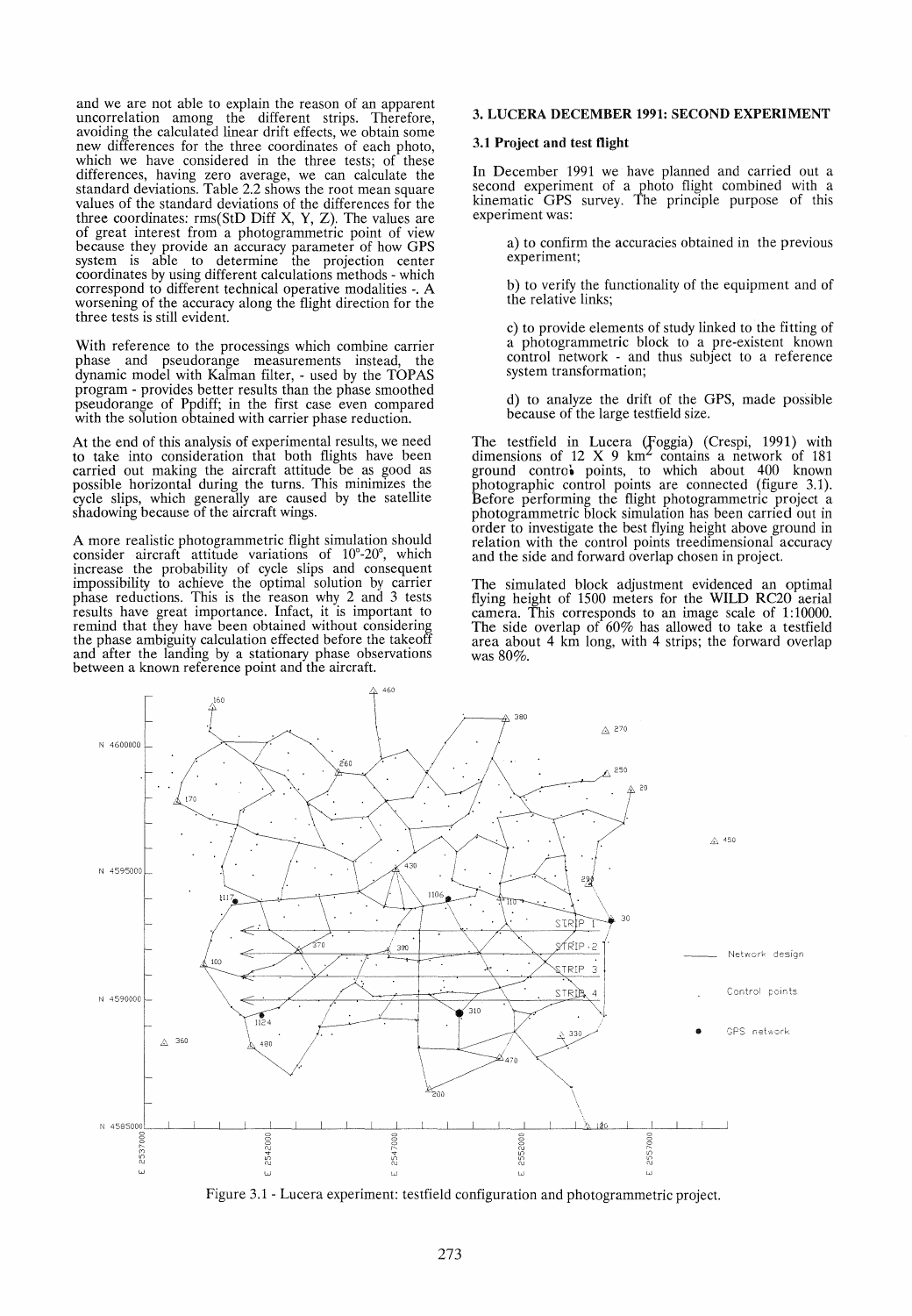and we are not able to explain the reason of an apparent uncorrelation among the different strips. Therefore, avoiding the calculated linear drift effects, we obtain some new differences for the three coordinates of each photo, which we have considered in the three tests; of these differences, having zero average, we can calculate the standard deviations. Table 2.2 shows the root mean square values of the standard deviations of the differences for the three coordinates: rms(StD Diff X, Y, Z). The values are of great interest from a photogrammetric point of view because they provide an accuracy parameter of how GPS system is able to determine the projection center coordinates by using different calculations methods - which correspond to different technical operative modalities -. A worsening of the accuracy along the flight direction for the three tests is still evident.

With reference to the processings which combine carrier phase and pseudorange measurements instead, the dynamic model with Kalman filter, - used by the TOPAS program - provides better results than the phase smoothed pseudorange of Ppdiff; in the first case even compared with the solution obtained with carrier phase reduction.

At the end of this analysis of experimental results, we need to take into consideration that both flights have been carried out making the aircraft attitude be as good as possible horizontal during the turns. This minimizes the cycle slips, which generally are caused by the satellite shadowing because of the aircraft wings.

A more realistic photogrammetric flight simulation should consider aircraft attitude variations of 10°-20°, which increase the probability of cycle slips and consequent impossibility to achieve the optimal solution by carrier phase reductions. This is the reason why 2 and 3 tests results have great importance. Infact, it is important to remind that they have been obtained without considering the phase ambiguity calculation effected before the takeoff and after the landing by a stationary phase observations between a known reference point and the aircraft.

## 3. LUCERA DECEMBER 1991: SECOND EXPERIMENT

### 3.1 Project and test flight

In December 1991 we have planned and carried out a second experiment of a photo flight combined with a kinematic GPS survey. The principle purpose of this experiment was:

a) to confirm the accuracies obtained in the previous experiment;

b) to verify the functionality of the equipment and of the relative links;

c) to provide elements of study linked to the fitting of a photogrammetric block to a pre-existent known control network - and thus subject to a reference system transformation;

d) to analyze the drift of the GPS, made possible because of the large testfield size.

The testfield in Lucera (Foggia) (Crespi, 1991) with dimensions of 12 X 9 km$^2$ contains a network of 181 ground control points, to which about 400 known photographic control points are connected (figure 3.1). Before performing the flight photogrammetric project a photogrammetric block simulation has been carried out in order to investigate the best flying height above ground in relation with the control points treedimensional accuracy and the side and forward overlap chosen in project.

The simulated block adjustment evidenced an optimal flying height of 1500 meters for the WILD RC20 aerial camera. This corresponds to an image scale of 1:10000. The side overlap of 60% has allowed to take a testfield area about 4 km long, with 4 strips; the forward overlap was 80%.

Figure 3.1 - Lucera experiment: testfield configuration and photogrammetric project.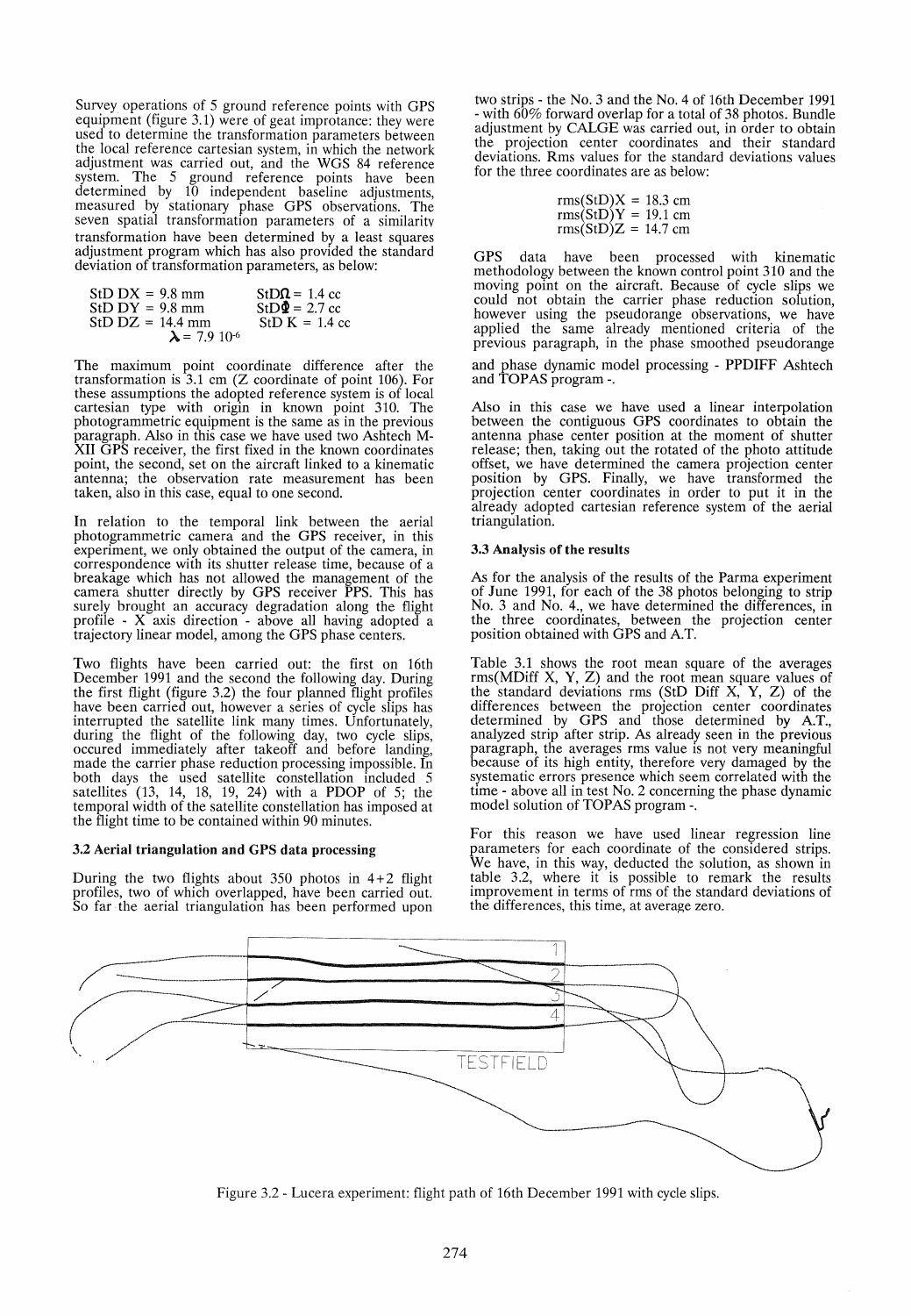Survey operations of 5 ground reference points with GPS equipment (figure 3.1) were of geat improtance: they were used to determine the transformation parameters between the local reference cartesian system, in which the network adjustment was carried out, and the WGS 84 reference system. The 5 ground reference points have been determined by 10 independent baseline adjustments, measured by stationary phase GPS observations. The seven spatial transformation parameters of a similarity transformation have been determined by a least squares adjustment program which has also provided the standard deviation of transformation parameters, as below:

StD DX = 9.8 mm    StD$\Omega$ = 1.4 cc
StD DY = 9.8 mm    StD$\Phi$ = 2.7 cc
StD DZ = 14.4 mm    StD K = 1.4 cc
$\lambda = 7.9\ 10^{-6}$

The maximum point coordinate difference after the transformation is 3.1 cm (Z coordinate of point 106). For these assumptions the adopted reference system is of local cartesian type with origin in known point 310. The photogrammetric equipment is the same as in the previous paragraph. Also in this case we have used two Ashtech M-XII GPS receiver, the first fixed in the known coordinates point, the second, set on the aircraft linked to a kinematic antenna; the observation rate measurement has been taken, also in this case, equal to one second.

In relation to the temporal link between the aerial photogrammetric camera and the GPS receiver, in this experiment, we only obtained the output of the camera, in correspondence with its shutter release time, because of a breakage which has not allowed the management of the camera shutter directly by GPS receiver PPS. This has surely brought an accuracy degradation along the flight profile - X axis direction - above all having adopted a trajectory linear model, among the GPS phase centers.

Two flights have been carried out: the first on 16th December 1991 and the second the following day. During the first flight (figure 3.2) the four planned flight profiles have been carried out, however a series of cycle slips has interrupted the satellite link many times. Unfortunately, during the flight of the following day, two cycle slips, occured immediately after takeoff and before landing, made the carrier phase reduction processing impossible. In both days the used satellite constellation included 5 satellites (13, 14, 18, 19, 24) with a PDOP of 5; the temporal width of the satellite constellation has imposed at the flight time to be contained within 90 minutes.

### 3.2 Aerial triangulation and GPS data processing

During the two flights about 350 photos in 4+2 flight profiles, two of which overlapped, have been carried out. So far the aerial triangulation has been performed upon two strips - the No. 3 and the No. 4 of 16th December 1991 - with 60% forward overlap for a total of 38 photos. Bundle adjustment by CALGE was carried out, in order to obtain the projection center coordinates and their standard deviations. Rms values for the standard deviations values for the three coordinates are as below:

rms(StD)X = 18.3 cm
rms(StD)Y = 19.1 cm
rms(StD)Z = 14.7 cm

GPS data have been processed with kinematic methodology between the known control point 310 and the moving point on the aircraft. Because of cycle slips we could not obtain the carrier phase reduction solution, however using the pseudorange observations, we have applied the same already mentioned criteria of the previous paragraph, in the phase smoothed pseudorange and phase dynamic model processing - PPDIFF Ashtech and TOPAS program -.

Also in this case we have used a linear interpolation between the contiguous GPS coordinates to obtain the antenna phase center position at the moment of shutter release; then, taking out the rotated of the photo attitude offset, we have determined the camera projection center position by GPS. Finally, we have transformed the projection center coordinates in order to put it in the already adopted cartesian reference system of the aerial triangulation.

### 3.3 Analysis of the results

As for the analysis of the results of the Parma experiment of June 1991, for each of the 38 photos belonging to strip No. 3 and No. 4., we have determined the differences, in the three coordinates, between the projection center position obtained with GPS and A.T.

Table 3.1 shows the root mean square of the averages rms(MDiff X, Y, Z) and the root mean square values of the standard deviations rms (StD Diff X, Y, Z) of the differences between the projection center coordinates determined by GPS and those determined by A.T., analyzed strip after strip. As already seen in the previous paragraph, the averages rms value is not very meaningful because of its high entity, therefore very damaged by the systematic errors presence which seem correlated with the time - above all in test No. 2 concerning the phase dynamic model solution of TOPAS program -.

For this reason we have used linear regression line parameters for each coordinate of the considered strips. We have, in this way, deducted the solution, as shown in table 3.2, where it is possible to remark the results improvement in terms of rms of the standard deviations of the differences, this time, at average zero.

Figure 3.2 - Lucera experiment: flight path of 16th December 1991 with cycle slips.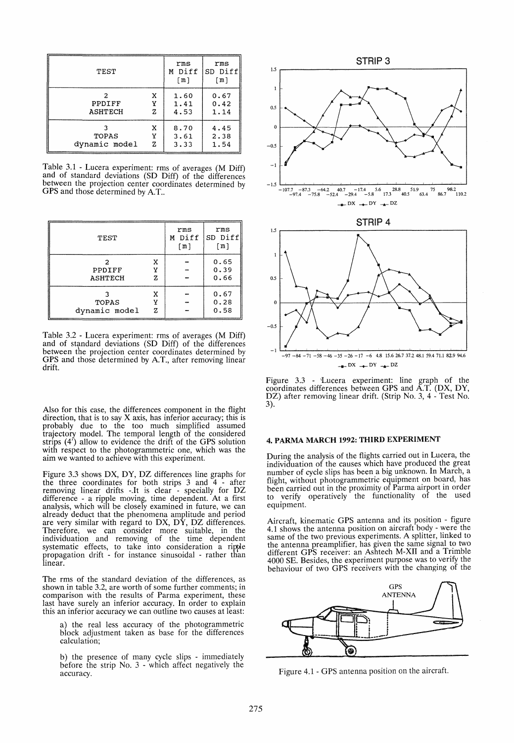| TEST | | rms M Diff [m] | rms SD Diff [m] |
|---|---|---|---|
| 2 | X | 1.60 | 0.67 |
| PPDIFF | Y | 1.41 | 0.42 |
| ASHTECH | Z | 4.53 | 1.14 |
| 3 | X | 8.70 | 4.45 |
| TOPAS | Y | 3.61 | 2.38 |
| dynamic model | Z | 3.33 | 1.54 |

Table 3.1 - Lucera experiment: rms of averages (M Diff) and of standard deviations (SD Diff) of the differences between the projection center coordinates determined by GPS and those determined by A.T..

| TEST | | rms M Diff [m] | rms SD Diff [m] |
|---|---|---|---|
| 2 | X | - | 0.65 |
| PPDIFF | Y | - | 0.39 |
| ASHTECH | Z | - | 0.66 |
| 3 | X | - | 0.67 |
| TOPAS | Y | - | 0.28 |
| dynamic model | Z | - | 0.58 |

Table 3.2 - Lucera experiment: rms of averages (M Diff) and of standard deviations (SD Diff) of the differences between the projection center coordinates determined by GPS and those determined by A.T., after removing linear drift.

Also for this case, the differences component in the flight direction, that is to say X axis, has inferior accuracy; this is probably due to the too much simplified assumed trajectory model. The temporal length of the considered strips (4') allow to evidence the drift of the GPS solution with respect to the photogrammetric one, which was the aim we wanted to achieve with this experiment.

Figure 3.3 shows DX, DY, DZ differences line graphs for the three coordinates for both strips 3 and 4 - after removing linear drifts -.It is clear - specially for DZ difference - a ripple moving, time dependent. At a first analysis, which will be closely examined in future, we can already deduct that the phenomena amplitude and period are very similar with regard to DX, DY, DZ differences. Therefore, we can consider more suitable, in the individuation and removing of the time dependent systematic effects, to take into consideration a ripple propagation drift - for instance sinusoidal - rather than linear.

The rms of the standard deviation of the differences, as shown in table 3.2, are worth of some further comments; in comparison with the results of Parma experiment, these last have surely an inferior accuracy. In order to explain this an inferior accuracy we can outline two causes at least:

a) the real less accuracy of the photogrammetric block adjustment taken as base for the differences calculation;

b) the presence of many cycle slips - immediately before the strip No. 3 - which affect negatively the accuracy.

Figure 3.3 - Lucera experiment: line graph of the coordinates differences between GPS and A.T. (DX, DY, DZ) after removing linear drift. (Strip No. 3, 4 - Test No. 3).

## 4. PARMA MARCH 1992: THIRD EXPERIMENT

During the analysis of the flights carried out in Lucera, the individuation of the causes which have produced the great number of cycle slips has been a big unknown. In March, a flight, without photogrammetric equipment on board, has been carried out in the proximity of Parma airport in order to verify operatively the functionality of the used equipment.

Aircraft, kinematic GPS antenna and its position - figure 4.1 shows the antenna position on aircraft body - were the same of the two previous experiments. A splitter, linked to the antenna preamplifier, has given the same signal to two different GPS receiver: an Ashtech M-XII and a Trimble 4000 SE. Besides, the experiment purpose was to verify the behaviour of two GPS receivers with the changing of the

Figure 4.1 - GPS antenna position on the aircraft.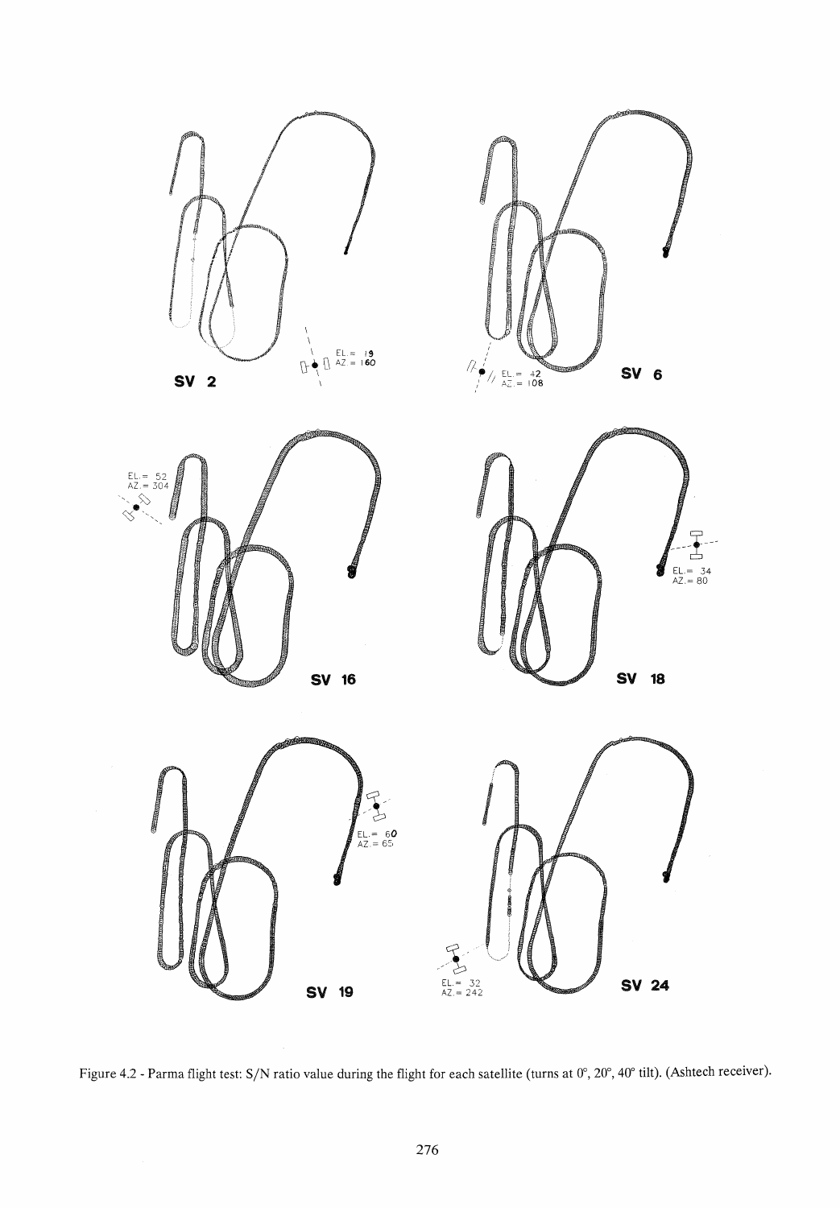SV 2

EL.= 19
AZ.= 160

SV 6

EL.= 42
AZ.= 108

EL.= 52
AZ.= 304

SV 16

SV 18

EL.= 34
AZ.= 80

SV 19

EL.= 60
AZ.= 65

SV 24

EL.= 32
AZ.= 242

Figure 4.2 - Parma flight test: S/N ratio value during the flight for each satellite (turns at 0°, 20°, 40° tilt). (Ashtech receiver).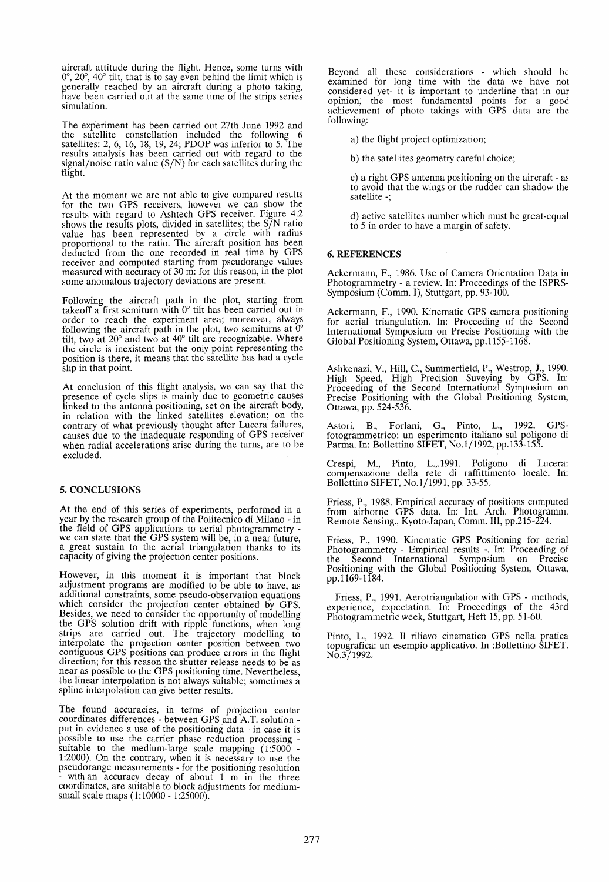aircraft attitude during the flight. Hence, some turns with 0°, 20°, 40° tilt, that is to say even behind the limit which is generally reached by an aircraft during a photo taking, have been carried out at the same time of the strips series simulation.

The experiment has been carried out 27th June 1992 and the satellite constellation included the following 6 satellites: 2, 6, 16, 18, 19, 24; PDOP was inferior to 5. The results analysis has been carried out with regard to the signal/noise ratio value (S/N) for each satellites during the flight.

At the moment we are not able to give compared results for the two GPS receivers, however we can show the results with regard to Ashtech GPS receiver. Figure 4.2 shows the results plots, divided in satellites; the S/N ratio value has been represented by a circle with radius proportional to the ratio. The aircraft position has been deducted from the one recorded in real time by GPS receiver and computed starting from pseudorange values measured with accuracy of 30 m: for this reason, in the plot some anomalous trajectory deviations are present.

Following the aircraft path in the plot, starting from takeoff a first semiturn with 0° tilt has been carried out in order to reach the experiment area; moreover, always following the aircraft path in the plot, two semiturns at 0° tilt, two at 20° and two at 40° tilt are recognizable. Where the circle is inexistent but the only point representing the position is there, it means that the satellite has had a cycle slip in that point.

At conclusion of this flight analysis, we can say that the presence of cycle slips is mainly due to geometric causes linked to the antenna positioning, set on the aircraft body, in relation with the linked satellites elevation; on the contrary of what previously thought after Lucera failures, causes due to the inadequate responding of GPS receiver when radial accelerations arise during the turns, are to be excluded.

## 5. CONCLUSIONS

At the end of this series of experiments, performed in a year by the research group of the Politecnico di Milano - in the field of GPS applications to aerial photogrammetry - we can state that the GPS system will be, in a near future, a great sustain to the aerial triangulation thanks to its capacity of giving the projection center positions.

However, in this moment it is important that block adjustment programs are modified to be able to have, as additional constraints, some pseudo-observation equations which consider the projection center obtained by GPS. Besides, we need to consider the opportunity of modelling the GPS solution drift with ripple functions, when long strips are carried out. The trajectory modelling to interpolate the projection center position between two contiguous GPS positions can produce errors in the flight direction; for this reason the shutter release needs to be as near as possible to the GPS positioning time. Nevertheless, the linear interpolation is not always suitable; sometimes a spline interpolation can give better results.

The found accuracies, in terms of projection center coordinates differences - between GPS and A.T. solution - put in evidence a use of the positioning data - in case it is possible to use the carrier phase reduction processing - suitable to the medium-large scale mapping (1:5000 - 1:2000). On the contrary, when it is necessary to use the pseudorange measurements - for the positioning resolution - with an accuracy decay of about 1 m in the three coordinates, are suitable to block adjustments for medium-small scale maps (1:10000 - 1:25000).

Beyond all these considerations - which should be examined for long time with the data we have not considered yet- it is important to underline that in our opinion, the most fundamental points for a good achievement of photo takings with GPS data are the following:

a) the flight project optimization;

b) the satellites geometry careful choice;

c) a right GPS antenna positioning on the aircraft - as to avoid that the wings or the rudder can shadow the satellite -;

d) active satellites number which must be great-equal to 5 in order to have a margin of safety.

## 6. REFERENCES

Ackermann, F., 1986. Use of Camera Orientation Data in Photogrammetry - a review. In: Proceedings of the ISPRS-Symposium (Comm. I), Stuttgart, pp. 93-100.

Ackermann, F., 1990. Kinematic GPS camera positioning for aerial triangulation. In: Proceeding of the Second International Symposium on Precise Positioning with the Global Positioning System, Ottawa, pp.1155-1168.

Ashkenazi, V., Hill, C., Summerfield, P., Westrop, J., 1990. High Speed, High Precision Suveying by GPS. In: Proceeding of the Second International Symposium on Precise Positioning with the Global Positioning System, Ottawa, pp. 524-536.

Astori, B., Forlani, G., Pinto, L., 1992. GPS-fotogrammetrico: un esperimento italiano sul poligono di Parma. In: Bollettino SIFET, No.1/1992, pp.133-155.

Crespi, M., Pinto, L.,.1991. Poligono di Lucera: compensazione della rete di raffittimento locale. In: Bollettino SIFET, No.1/1991, pp. 33-55.

Friess, P., 1988. Empirical accuracy of positions computed from airborne GPS data. In: Int. Arch. Photogramm. Remote Sensing., Kyoto-Japan, Comm. III, pp.215-224.

Friess, P., 1990. Kinematic GPS Positioning for aerial Photogrammetry - Empirical results -. In: Proceeding of the Second International Symposium on Precise Positioning with the Global Positioning System, Ottawa, pp.1169-1184.

Friess, P., 1991. Aerotriangulation with GPS - methods, experience, expectation. In: Proceedings of the 43rd Photogrammetric week, Stuttgart, Heft 15, pp. 51-60.

Pinto, L., 1992. Il rilievo cinematico GPS nella pratica topografica: un esempio applicativo. In :Bollettino SIFET. No.3/1992.